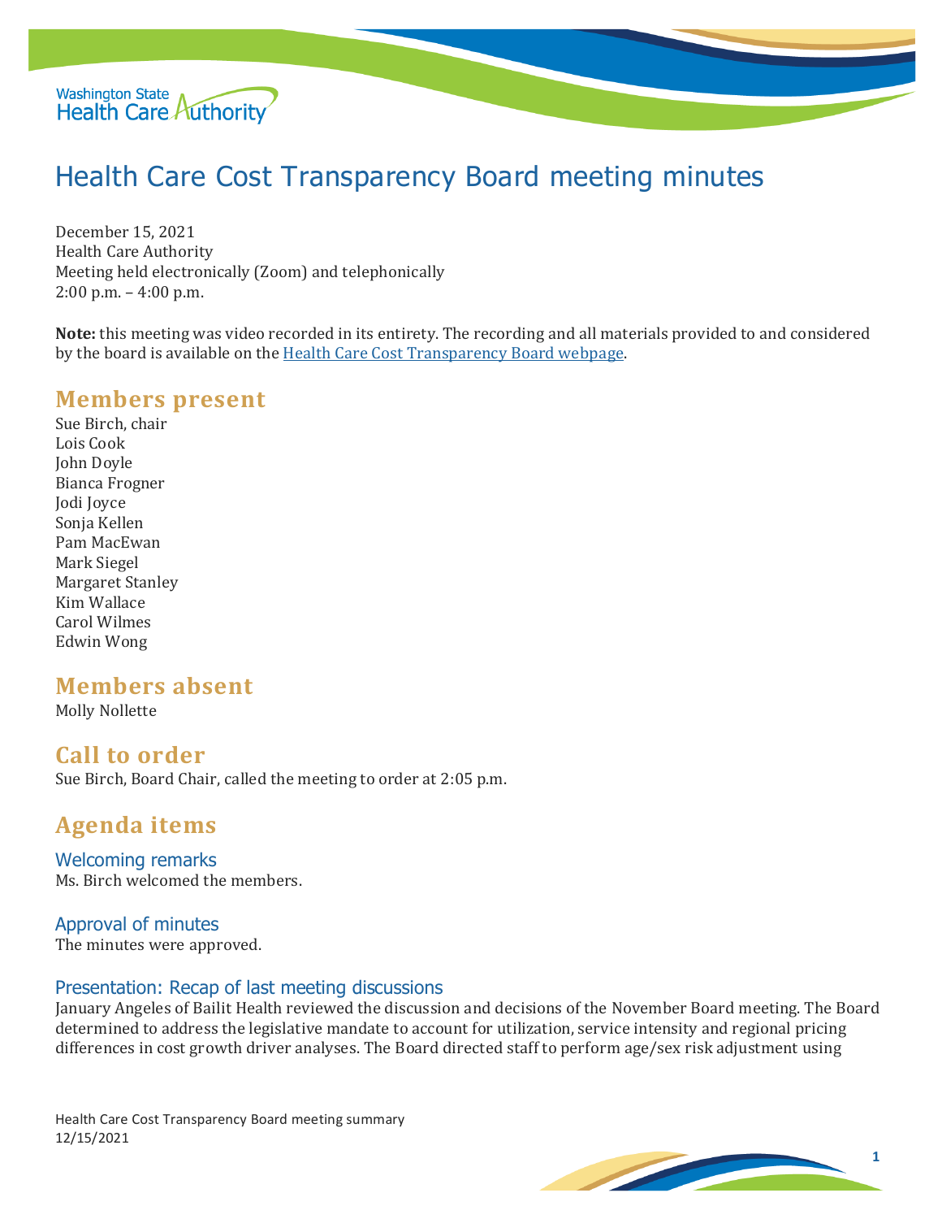# Health Care Cost Transparency Board meeting minutes

December 15, 2021
Health Care Authority
Meeting held electronically (Zoom) and telephonically
2:00 p.m. – 4:00 p.m.

**Note:** this meeting was video recorded in its entirety. The recording and all materials provided to and considered by the board is available on the Health Care Cost Transparency Board webpage.

## Members present

Sue Birch, chair
Lois Cook
John Doyle
Bianca Frogner
Jodi Joyce
Sonja Kellen
Pam MacEwan
Mark Siegel
Margaret Stanley
Kim Wallace
Carol Wilmes
Edwin Wong

## Members absent

Molly Nollette

## Call to order

Sue Birch, Board Chair, called the meeting to order at 2:05 p.m.

## Agenda items

### Welcoming remarks

Ms. Birch welcomed the members.

### Approval of minutes

The minutes were approved.

### Presentation: Recap of last meeting discussions

January Angeles of Bailit Health reviewed the discussion and decisions of the November Board meeting. The Board determined to address the legislative mandate to account for utilization, service intensity and regional pricing differences in cost growth driver analyses. The Board directed staff to perform age/sex risk adjustment using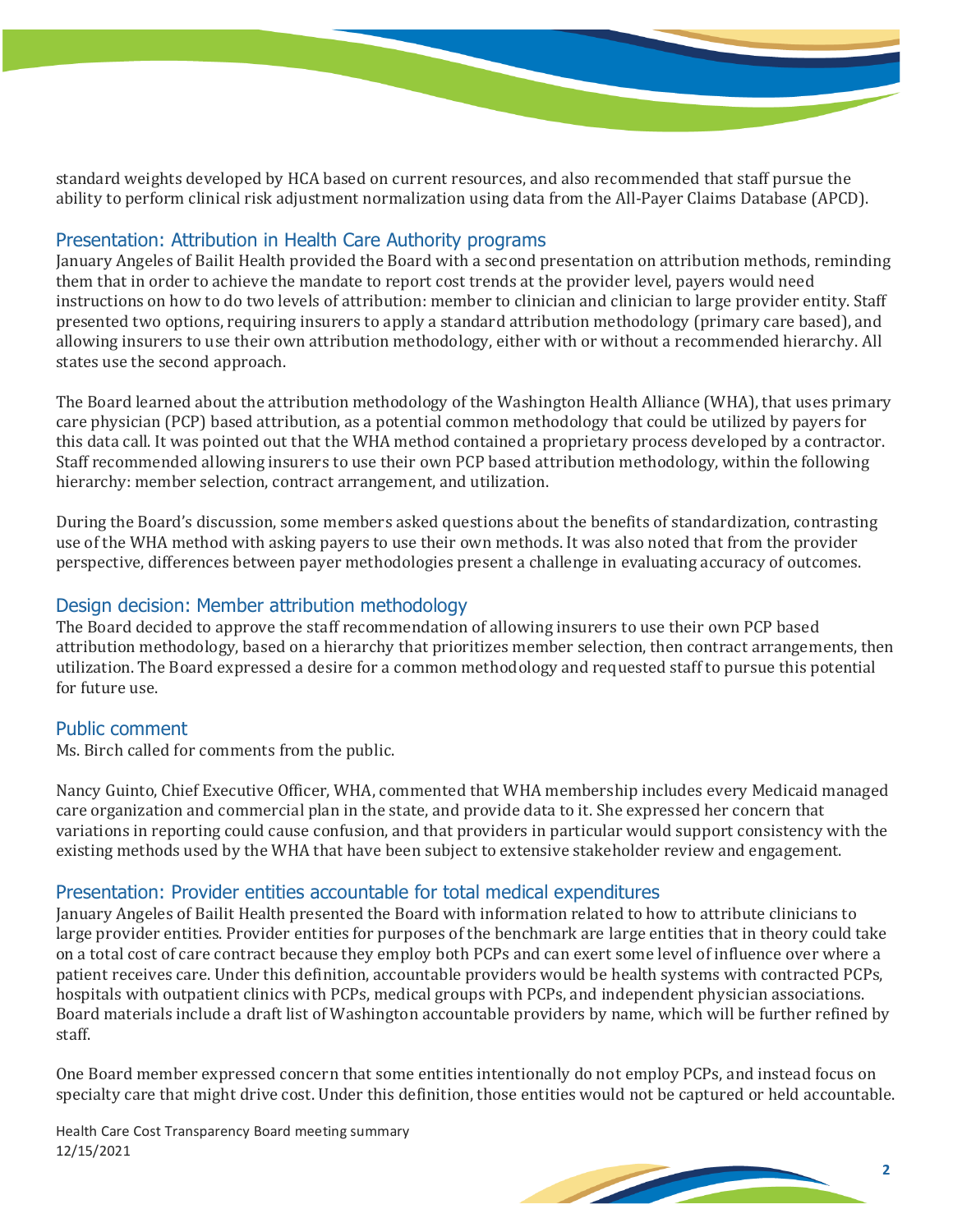standard weights developed by HCA based on current resources, and also recommended that staff pursue the ability to perform clinical risk adjustment normalization using data from the All-Payer Claims Database (APCD).

## Presentation: Attribution in Health Care Authority programs

January Angeles of Bailit Health provided the Board with a second presentation on attribution methods, reminding them that in order to achieve the mandate to report cost trends at the provider level, payers would need instructions on how to do two levels of attribution: member to clinician and clinician to large provider entity. Staff presented two options, requiring insurers to apply a standard attribution methodology (primary care based), and allowing insurers to use their own attribution methodology, either with or without a recommended hierarchy. All states use the second approach.

The Board learned about the attribution methodology of the Washington Health Alliance (WHA), that uses primary care physician (PCP) based attribution, as a potential common methodology that could be utilized by payers for this data call. It was pointed out that the WHA method contained a proprietary process developed by a contractor. Staff recommended allowing insurers to use their own PCP based attribution methodology, within the following hierarchy: member selection, contract arrangement, and utilization.

During the Board's discussion, some members asked questions about the benefits of standardization, contrasting use of the WHA method with asking payers to use their own methods. It was also noted that from the provider perspective, differences between payer methodologies present a challenge in evaluating accuracy of outcomes.

## Design decision: Member attribution methodology

The Board decided to approve the staff recommendation of allowing insurers to use their own PCP based attribution methodology, based on a hierarchy that prioritizes member selection, then contract arrangements, then utilization. The Board expressed a desire for a common methodology and requested staff to pursue this potential for future use.

## Public comment

Ms. Birch called for comments from the public.

Nancy Guinto, Chief Executive Officer, WHA, commented that WHA membership includes every Medicaid managed care organization and commercial plan in the state, and provide data to it. She expressed her concern that variations in reporting could cause confusion, and that providers in particular would support consistency with the existing methods used by the WHA that have been subject to extensive stakeholder review and engagement.

## Presentation: Provider entities accountable for total medical expenditures

January Angeles of Bailit Health presented the Board with information related to how to attribute clinicians to large provider entities. Provider entities for purposes of the benchmark are large entities that in theory could take on a total cost of care contract because they employ both PCPs and can exert some level of influence over where a patient receives care. Under this definition, accountable providers would be health systems with contracted PCPs, hospitals with outpatient clinics with PCPs, medical groups with PCPs, and independent physician associations. Board materials include a draft list of Washington accountable providers by name, which will be further refined by staff.

One Board member expressed concern that some entities intentionally do not employ PCPs, and instead focus on specialty care that might drive cost. Under this definition, those entities would not be captured or held accountable.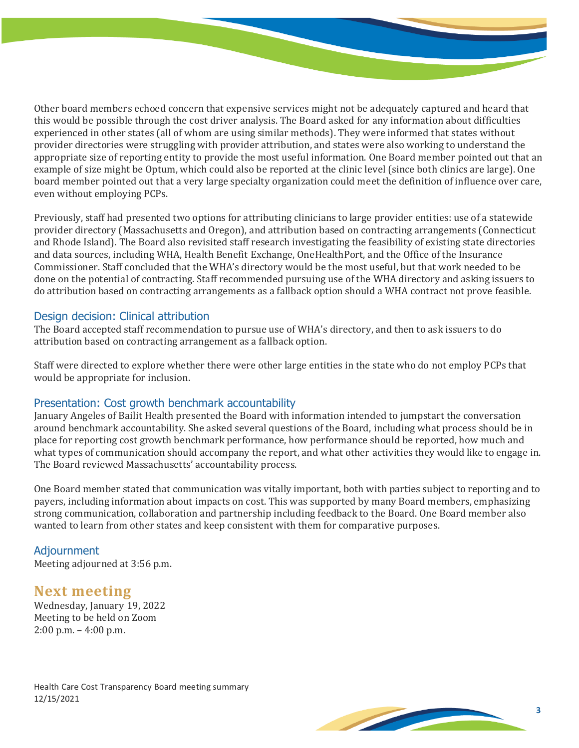Other board members echoed concern that expensive services might not be adequately captured and heard that this would be possible through the cost driver analysis. The Board asked for any information about difficulties experienced in other states (all of whom are using similar methods). They were informed that states without provider directories were struggling with provider attribution, and states were also working to understand the appropriate size of reporting entity to provide the most useful information. One Board member pointed out that an example of size might be Optum, which could also be reported at the clinic level (since both clinics are large). One board member pointed out that a very large specialty organization could meet the definition of influence over care, even without employing PCPs.

Previously, staff had presented two options for attributing clinicians to large provider entities: use of a statewide provider directory (Massachusetts and Oregon), and attribution based on contracting arrangements (Connecticut and Rhode Island). The Board also revisited staff research investigating the feasibility of existing state directories and data sources, including WHA, Health Benefit Exchange, OneHealthPort, and the Office of the Insurance Commissioner. Staff concluded that the WHA's directory would be the most useful, but that work needed to be done on the potential of contracting. Staff recommended pursuing use of the WHA directory and asking issuers to do attribution based on contracting arrangements as a fallback option should a WHA contract not prove feasible.

### Design decision: Clinical attribution

The Board accepted staff recommendation to pursue use of WHA's directory, and then to ask issuers to do attribution based on contracting arrangement as a fallback option.

Staff were directed to explore whether there were other large entities in the state who do not employ PCPs that would be appropriate for inclusion.

### Presentation: Cost growth benchmark accountability

January Angeles of Bailit Health presented the Board with information intended to jumpstart the conversation around benchmark accountability. She asked several questions of the Board, including what process should be in place for reporting cost growth benchmark performance, how performance should be reported, how much and what types of communication should accompany the report, and what other activities they would like to engage in. The Board reviewed Massachusetts' accountability process.

One Board member stated that communication was vitally important, both with parties subject to reporting and to payers, including information about impacts on cost. This was supported by many Board members, emphasizing strong communication, collaboration and partnership including feedback to the Board. One Board member also wanted to learn from other states and keep consistent with them for comparative purposes.

### Adjournment

Meeting adjourned at 3:56 p.m.

## Next meeting

Wednesday, January 19, 2022
Meeting to be held on Zoom
2:00 p.m. – 4:00 p.m.